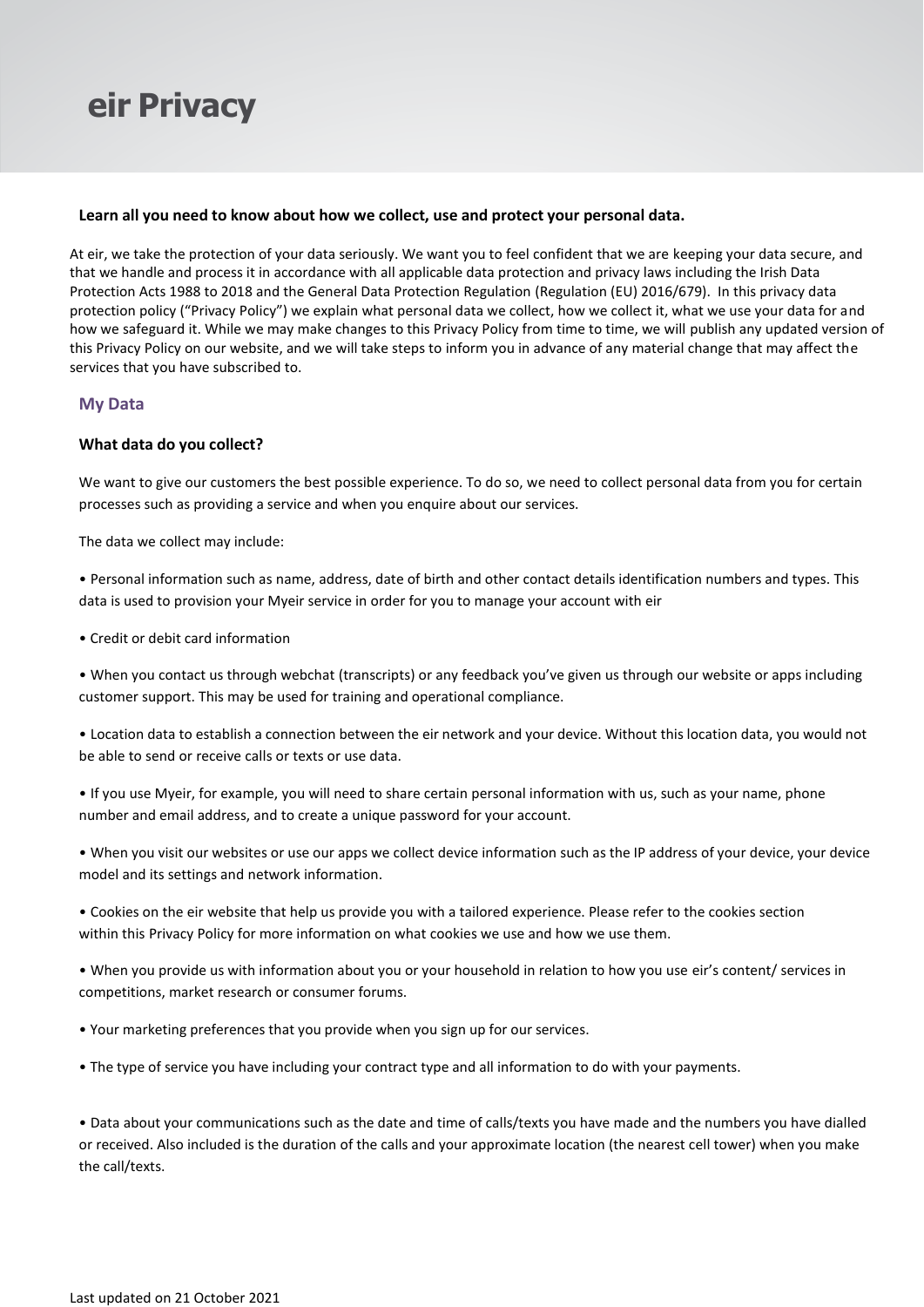# eir Privacy

**Learn all you need to know about how we collect, use and protect your personal data.**

At eir, we take the protection of your data seriously. We want you to feel confident that we are keeping your data secure, and that we handle and process it in accordance with all applicable data protection and privacy laws including the Irish Data Protection Acts 1988 to 2018 and the General Data Protection Regulation (Regulation (EU) 2016/679). In this privacy data protection policy ("Privacy Policy") we explain what personal data we collect, how we collect it, what we use your data for and how we safeguard it. While we may make changes to this Privacy Policy from time to time, we will publish any updated version of this Privacy Policy on our website, and we will take steps to inform you in advance of any material change that may affect the services that you have subscribed to.

## My Data

### What data do you collect?

We want to give our customers the best possible experience. To do so, we need to collect personal data from you for certain processes such as providing a service and when you enquire about our services.

The data we collect may include:

- Personal information such as name, address, date of birth and other contact details identification numbers and types. This data is used to provision your Myeir service in order for you to manage your account with eir
- Credit or debit card information
- When you contact us through webchat (transcripts) or any feedback you've given us through our website or apps including customer support. This may be used for training and operational compliance.
- Location data to establish a connection between the eir network and your device. Without this location data, you would not be able to send or receive calls or texts or use data.
- If you use Myeir, for example, you will need to share certain personal information with us, such as your name, phone number and email address, and to create a unique password for your account.
- When you visit our websites or use our apps we collect device information such as the IP address of your device, your device model and its settings and network information.
- Cookies on the eir website that help us provide you with a tailored experience. Please refer to the cookies section within this Privacy Policy for more information on what cookies we use and how we use them.
- When you provide us with information about you or your household in relation to how you use eir's content/ services in competitions, market research or consumer forums.
- Your marketing preferences that you provide when you sign up for our services.
- The type of service you have including your contract type and all information to do with your payments.
- Data about your communications such as the date and time of calls/texts you have made and the numbers you have dialled or received. Also included is the duration of the calls and your approximate location (the nearest cell tower) when you make the call/texts.

Last updated on 21 October 2021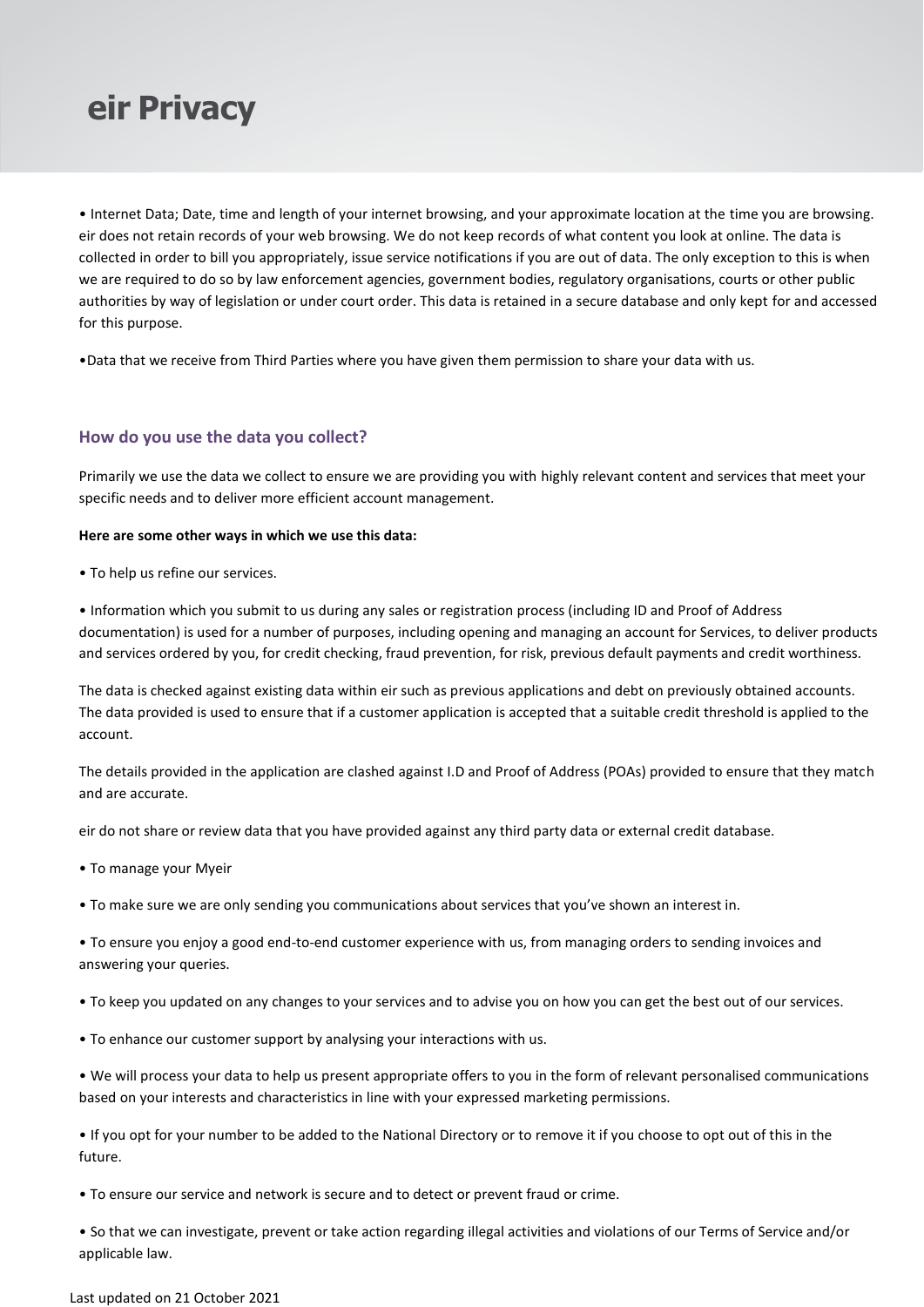• Internet Data; Date, time and length of your internet browsing, and your approximate location at the time you are browsing. eir does not retain records of your web browsing. We do not keep records of what content you look at online. The data is collected in order to bill you appropriately, issue service notifications if you are out of data. The only exception to this is when we are required to do so by law enforcement agencies, government bodies, regulatory organisations, courts or other public authorities by way of legislation or under court order. This data is retained in a secure database and only kept for and accessed for this purpose.

•Data that we receive from Third Parties where you have given them permission to share your data with us.

### How do you use the data you collect?

Primarily we use the data we collect to ensure we are providing you with highly relevant content and services that meet your specific needs and to deliver more efficient account management.

**Here are some other ways in which we use this data:**

• To help us refine our services.

• Information which you submit to us during any sales or registration process (including ID and Proof of Address documentation) is used for a number of purposes, including opening and managing an account for Services, to deliver products and services ordered by you, for credit checking, fraud prevention, for risk, previous default payments and credit worthiness.

The data is checked against existing data within eir such as previous applications and debt on previously obtained accounts. The data provided is used to ensure that if a customer application is accepted that a suitable credit threshold is applied to the account.

The details provided in the application are clashed against I.D and Proof of Address (POAs) provided to ensure that they match and are accurate.

eir do not share or review data that you have provided against any third party data or external credit database.

• To manage your Myeir

• To make sure we are only sending you communications about services that you've shown an interest in.

• To ensure you enjoy a good end-to-end customer experience with us, from managing orders to sending invoices and answering your queries.

• To keep you updated on any changes to your services and to advise you on how you can get the best out of our services.

• To enhance our customer support by analysing your interactions with us.

• We will process your data to help us present appropriate offers to you in the form of relevant personalised communications based on your interests and characteristics in line with your expressed marketing permissions.

• If you opt for your number to be added to the National Directory or to remove it if you choose to opt out of this in the future.

• To ensure our service and network is secure and to detect or prevent fraud or crime.

• So that we can investigate, prevent or take action regarding illegal activities and violations of our Terms of Service and/or applicable law.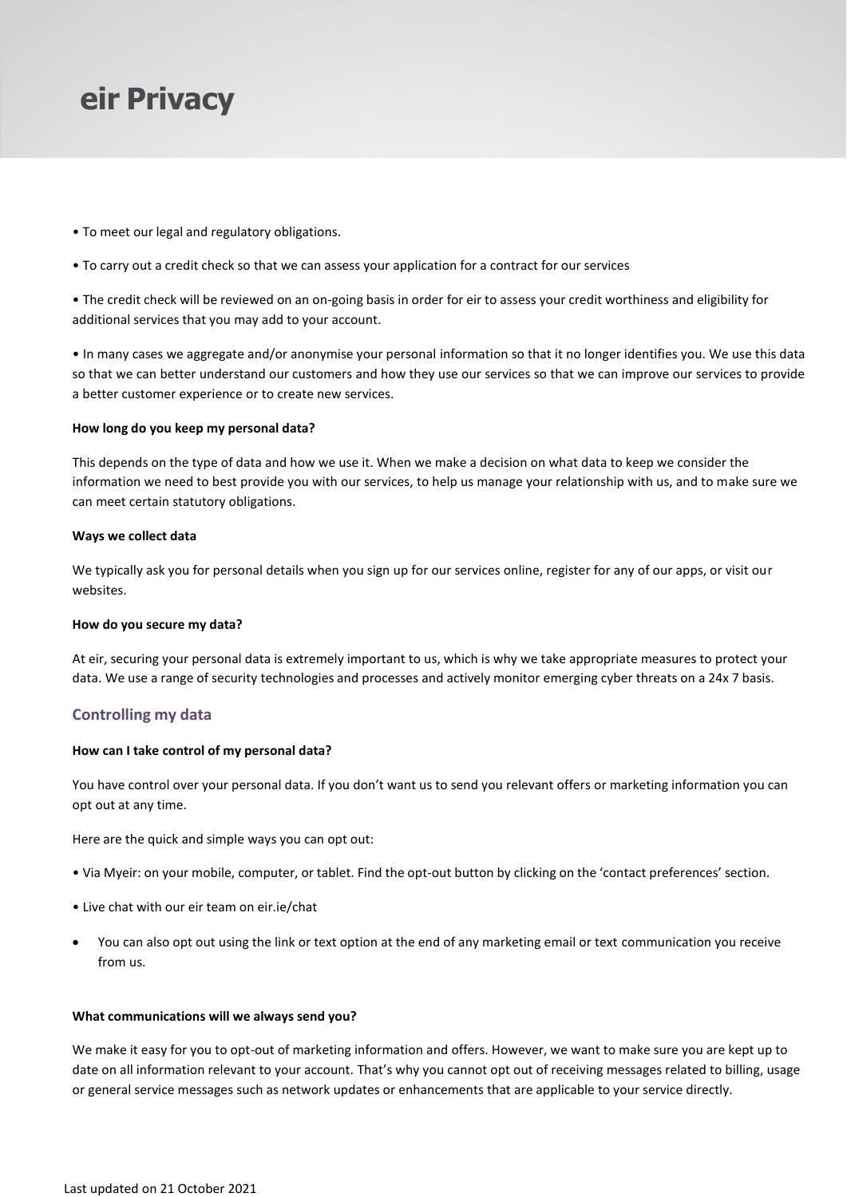- To meet our legal and regulatory obligations.
- To carry out a credit check so that we can assess your application for a contract for our services
- The credit check will be reviewed on an on-going basis in order for eir to assess your credit worthiness and eligibility for additional services that you may add to your account.
- In many cases we aggregate and/or anonymise your personal information so that it no longer identifies you. We use this data so that we can better understand our customers and how they use our services so that we can improve our services to provide a better customer experience or to create new services.

**How long do you keep my personal data?**

This depends on the type of data and how we use it. When we make a decision on what data to keep we consider the information we need to best provide you with our services, to help us manage your relationship with us, and to make sure we can meet certain statutory obligations.

**Ways we collect data**

We typically ask you for personal details when you sign up for our services online, register for any of our apps, or visit our websites.

**How do you secure my data?**

At eir, securing your personal data is extremely important to us, which is why we take appropriate measures to protect your data. We use a range of security technologies and processes and actively monitor emerging cyber threats on a 24x 7 basis.

## Controlling my data

**How can I take control of my personal data?**

You have control over your personal data. If you don't want us to send you relevant offers or marketing information you can opt out at any time.

Here are the quick and simple ways you can opt out:

- Via Myeir: on your mobile, computer, or tablet. Find the opt-out button by clicking on the 'contact preferences' section.
- Live chat with our eir team on eir.ie/chat
- You can also opt out using the link or text option at the end of any marketing email or text communication you receive from us.

**What communications will we always send you?**

We make it easy for you to opt-out of marketing information and offers. However, we want to make sure you are kept up to date on all information relevant to your account. That's why you cannot opt out of receiving messages related to billing, usage or general service messages such as network updates or enhancements that are applicable to your service directly.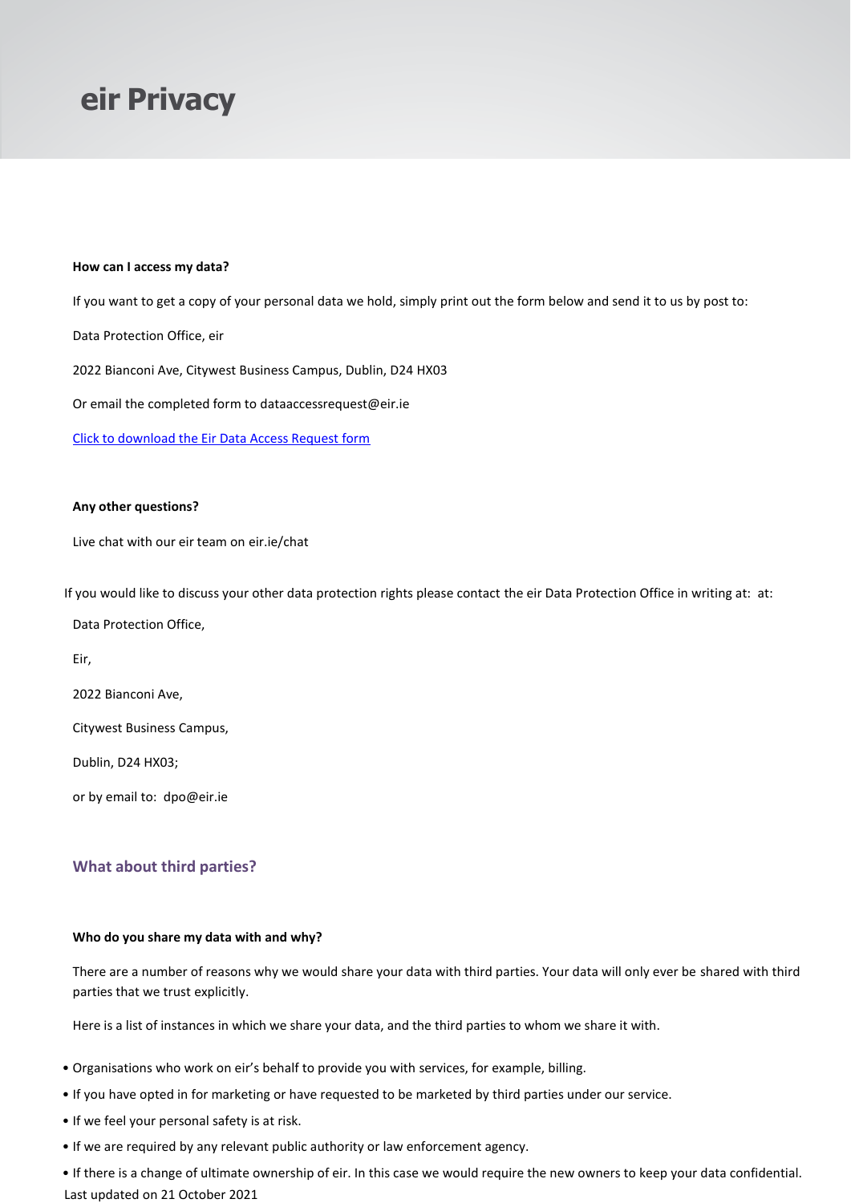# eir Privacy

**How can I access my data?**

If you want to get a copy of your personal data we hold, simply print out the form below and send it to us by post to:

Data Protection Office, eir

2022 Bianconi Ave, Citywest Business Campus, Dublin, D24 HX03

Or email the completed form to dataaccessrequest@eir.ie

[Click to download the Eir Data Access Request form]

**Any other questions?**

Live chat with our eir team on eir.ie/chat

If you would like to discuss your other data protection rights please contact the eir Data Protection Office in writing at: at:

Data Protection Office,

Eir,

2022 Bianconi Ave,

Citywest Business Campus,

Dublin, D24 HX03;

or by email to: dpo@eir.ie

## What about third parties?

**Who do you share my data with and why?**

There are a number of reasons why we would share your data with third parties. Your data will only ever be shared with third parties that we trust explicitly.

Here is a list of instances in which we share your data, and the third parties to whom we share it with.

- Organisations who work on eir's behalf to provide you with services, for example, billing.
- If you have opted in for marketing or have requested to be marketed by third parties under our service.
- If we feel your personal safety is at risk.
- If we are required by any relevant public authority or law enforcement agency.
- If there is a change of ultimate ownership of eir. In this case we would require the new owners to keep your data confidential.

Last updated on 21 October 2021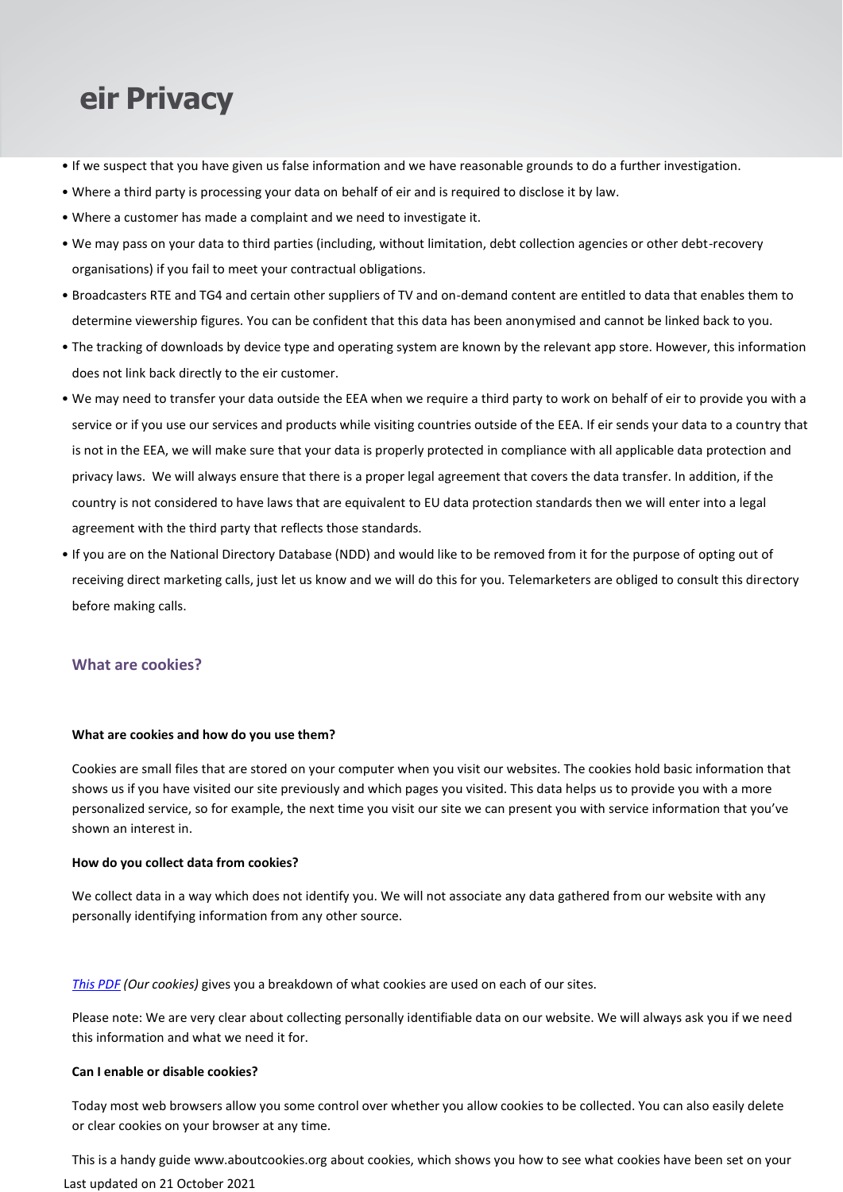- If we suspect that you have given us false information and we have reasonable grounds to do a further investigation.
- Where a third party is processing your data on behalf of eir and is required to disclose it by law.
- Where a customer has made a complaint and we need to investigate it.
- We may pass on your data to third parties (including, without limitation, debt collection agencies or other debt-recovery organisations) if you fail to meet your contractual obligations.
- Broadcasters RTE and TG4 and certain other suppliers of TV and on-demand content are entitled to data that enables them to determine viewership figures. You can be confident that this data has been anonymised and cannot be linked back to you.
- The tracking of downloads by device type and operating system are known by the relevant app store. However, this information does not link back directly to the eir customer.
- We may need to transfer your data outside the EEA when we require a third party to work on behalf of eir to provide you with a service or if you use our services and products while visiting countries outside of the EEA. If eir sends your data to a country that is not in the EEA, we will make sure that your data is properly protected in compliance with all applicable data protection and privacy laws. We will always ensure that there is a proper legal agreement that covers the data transfer. In addition, if the country is not considered to have laws that are equivalent to EU data protection standards then we will enter into a legal agreement with the third party that reflects those standards.
- If you are on the National Directory Database (NDD) and would like to be removed from it for the purpose of opting out of receiving direct marketing calls, just let us know and we will do this for you. Telemarketers are obliged to consult this directory before making calls.

## What are cookies?

**What are cookies and how do you use them?**

Cookies are small files that are stored on your computer when you visit our websites. The cookies hold basic information that shows us if you have visited our site previously and which pages you visited. This data helps us to provide you with a more personalized service, so for example, the next time you visit our site we can present you with service information that you've shown an interest in.

**How do you collect data from cookies?**

We collect data in a way which does not identify you. We will not associate any data gathered from our website with any personally identifying information from any other source.

*This PDF* *(Our cookies)* gives you a breakdown of what cookies are used on each of our sites.

Please note: We are very clear about collecting personally identifiable data on our website. We will always ask you if we need this information and what we need it for.

**Can I enable or disable cookies?**

Today most web browsers allow you some control over whether you allow cookies to be collected. You can also easily delete or clear cookies on your browser at any time.

This is a handy guide www.aboutcookies.org about cookies, which shows you how to see what cookies have been set on your

Last updated on 21 October 2021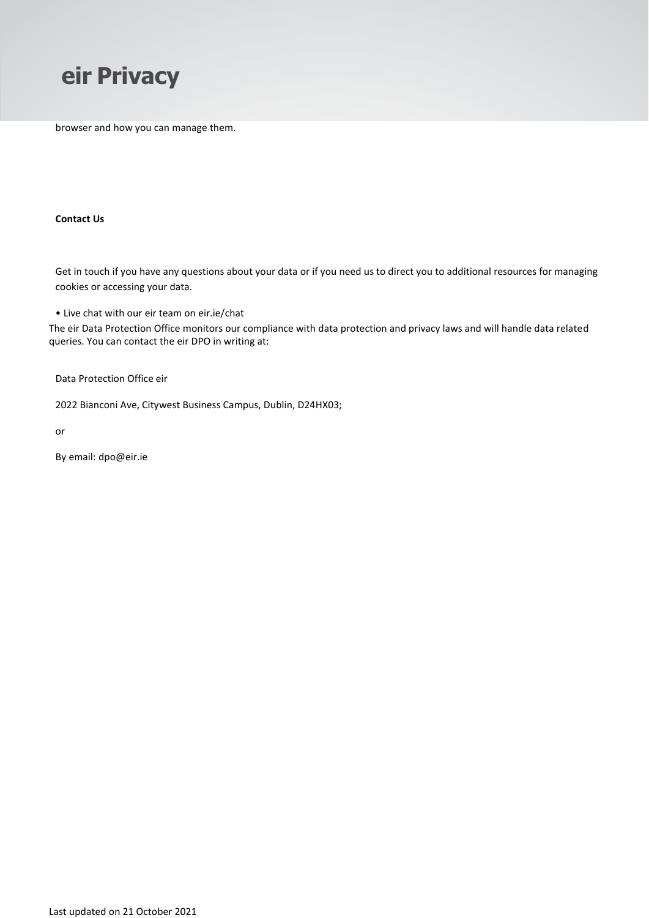browser and how you can manage them.

**Contact Us**

Get in touch if you have any questions about your data or if you need us to direct you to additional resources for managing cookies or accessing your data.

- Live chat with our eir team on eir.ie/chat

The eir Data Protection Office monitors our compliance with data protection and privacy laws and will handle data related queries. You can contact the eir DPO in writing at:

Data Protection Office eir

2022 Bianconi Ave, Citywest Business Campus, Dublin, D24HX03;

or

By email: dpo@eir.ie

Last updated on 21 October 2021